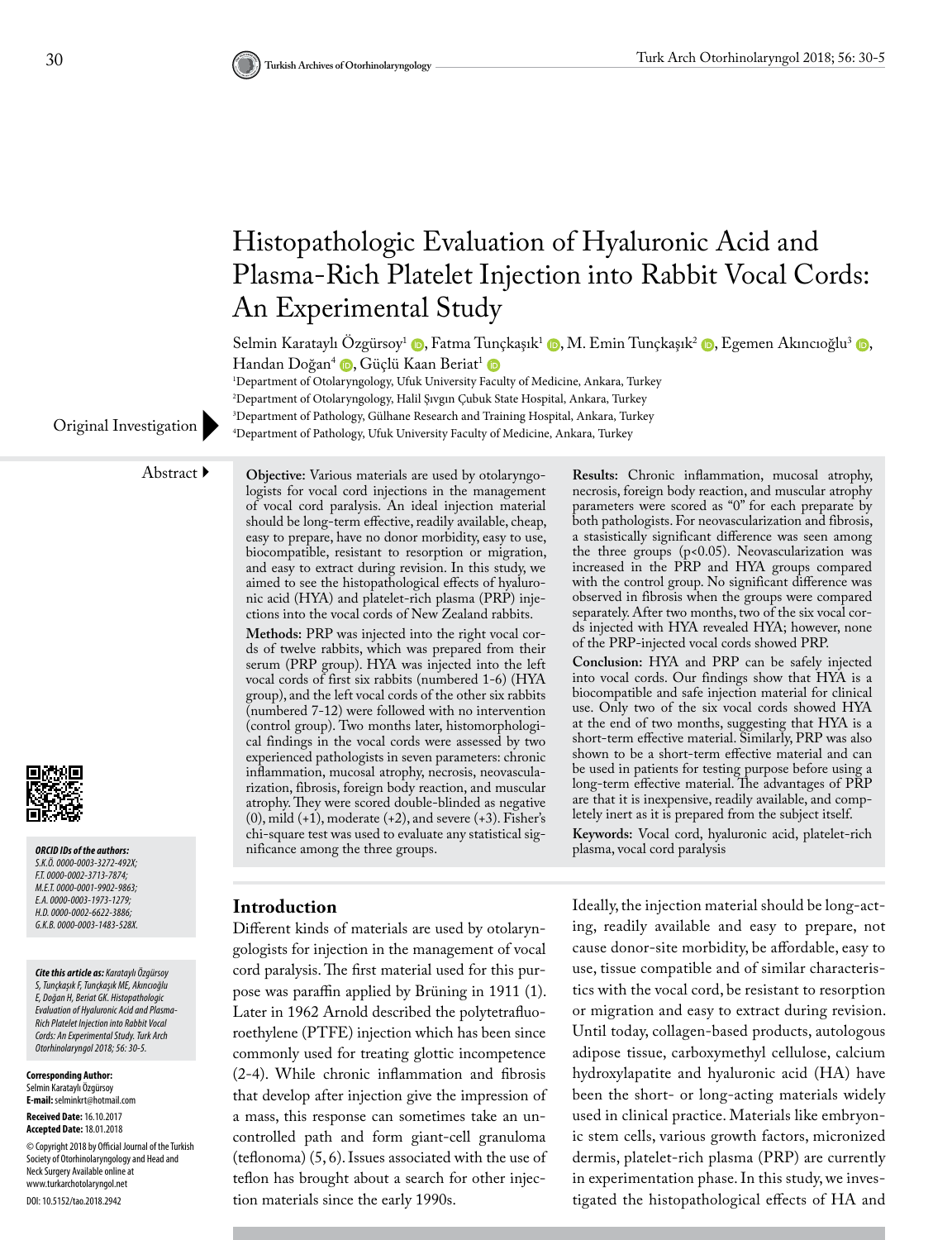# Histopathologic Evaluation of Hyaluronic Acid and Plasma-Rich Platelet Injection into Rabbit Vocal Cords: An Experimental Study

Selmin Karataylı Özgürsoy[1], Fatma Tunçkaşık[1], M. Emin Tunçkaşık[2], Egemen Akıncıoğlu[3], Handan Doğan[4], Güçlü Kaan Beriat[1]

[1]Department of Otolaryngology, Ufuk University Faculty of Medicine, Ankara, Turkey
[2]Department of Otolaryngology, Halil Şıvgın Çubuk State Hospital, Ankara, Turkey
[3]Department of Pathology, Gülhane Research and Training Hospital, Ankara, Turkey
[4]Department of Pathology, Ufuk University Faculty of Medicine, Ankara, Turkey

Original Investigation

## Abstract

**Objective:** Various materials are used by otolaryngologists for vocal cord injections in the management of vocal cord paralysis. An ideal injection material should be long-term effective, readily available, cheap, easy to prepare, have no donor morbidity, easy to use, biocompatible, resistant to resorption or migration, and easy to extract during revision. In this study, we aimed to see the histopathological effects of hyaluronic acid (HYA) and platelet-rich plasma (PRP) injections into the vocal cords of New Zealand rabbits.

**Methods:** PRP was injected into the right vocal cords of twelve rabbits, which was prepared from their serum (PRP group). HYA was injected into the left vocal cords of first six rabbits (numbered 1-6) (HYA group), and the left vocal cords of the other six rabbits (numbered 7-12) were followed with no intervention (control group). Two months later, histomorphological findings in the vocal cords were assessed by two experienced pathologists in seven parameters: chronic inflammation, mucosal atrophy, necrosis, neovascularization, fibrosis, foreign body reaction, and muscular atrophy. They were scored double-blinded as negative (0), mild (+1), moderate (+2), and severe (+3). Fisher's chi-square test was used to evaluate any statistical significance among the three groups.

**Results:** Chronic inflammation, mucosal atrophy, necrosis, foreign body reaction, and muscular atrophy parameters were scored as "0" for each preparate by both pathologists. For neovascularization and fibrosis, a stasistically significant difference was seen among the three groups ($p<0.05$). Neovascularization was increased in the PRP and HYA groups compared with the control group. No significant difference was observed in fibrosis when the groups were compared separately. After two months, two of the six vocal cords injected with HYA revealed HYA; however, none of the PRP-injected vocal cords showed PRP.

**Conclusion:** HYA and PRP can be safely injected into vocal cords. Our findings show that HYA is a biocompatible and safe injection material for clinical use. Only two of the six vocal cords showed HYA at the end of two months, suggesting that HYA is a short-term effective material. Similarly, PRP was also shown to be a short-term effective material and can be used in patients for testing purpose before using a long-term effective material. The advantages of PRP are that it is inexpensive, readily available, and completely inert as it is prepared from the subject itself.

**Keywords:** Vocal cord, hyaluronic acid, platelet-rich plasma, vocal cord paralysis

*ORCID IDs of the authors:*
*S.K.Ö. 0000-0003-3272-492X;*
*F.T. 0000-0002-3713-7874;*
*M.E.T. 0000-0001-9902-9863;*
*E.A. 0000-0003-1973-1279;*
*H.D. 0000-0002-6622-3886;*
*G.K.B. 0000-0003-1483-528X.*

***Cite this article as:*** *Karataylı Özgürsoy S, Tunçkaşık F, Tunçkaşık ME, Akıncıoğlu E, Doğan H, Beriat GK. Histopathologic Evaluation of Hyaluronic Acid and Plasma-Rich Platelet Injection into Rabbit Vocal Cords: An Experimental Study. Turk Arch Otorhinolaryngol 2018; 56: 30-5.*

**Corresponding Author:**
Selmin Karataylı Özgürsoy
**E-mail:** selminkrt@hotmail.com

**Received Date:** 16.10.2017
**Accepted Date:** 18.01.2018

© Copyright 2018 by Official Journal of the Turkish Society of Otorhinolaryngology and Head and Neck Surgery Available online at www.turkarchotolaryngol.net

DOI: 10.5152/tao.2018.2942

## Introduction

Different kinds of materials are used by otolaryngologists for injection in the management of vocal cord paralysis. The first material used for this purpose was paraffin applied by Brüning in 1911 (1). Later in 1962 Arnold described the polytetrafluoroethylene (PTFE) injection which has been since commonly used for treating glottic incompetence (2-4). While chronic inflammation and fibrosis that develop after injection give the impression of a mass, this response can sometimes take an uncontrolled path and form giant-cell granuloma (teflonoma) (5, 6). Issues associated with the use of teflon has brought about a search for other injection materials since the early 1990s.

Ideally, the injection material should be long-acting, readily available and easy to prepare, not cause donor-site morbidity, be affordable, easy to use, tissue compatible and of similar characteristics with the vocal cord, be resistant to resorption or migration and easy to extract during revision. Until today, collagen-based products, autologous adipose tissue, carboxymethyl cellulose, calcium hydroxylapatite and hyaluronic acid (HA) have been the short- or long-acting materials widely used in clinical practice. Materials like embryonic stem cells, various growth factors, micronized dermis, platelet-rich plasma (PRP) are currently in experimentation phase. In this study, we investigated the histopathological effects of HA and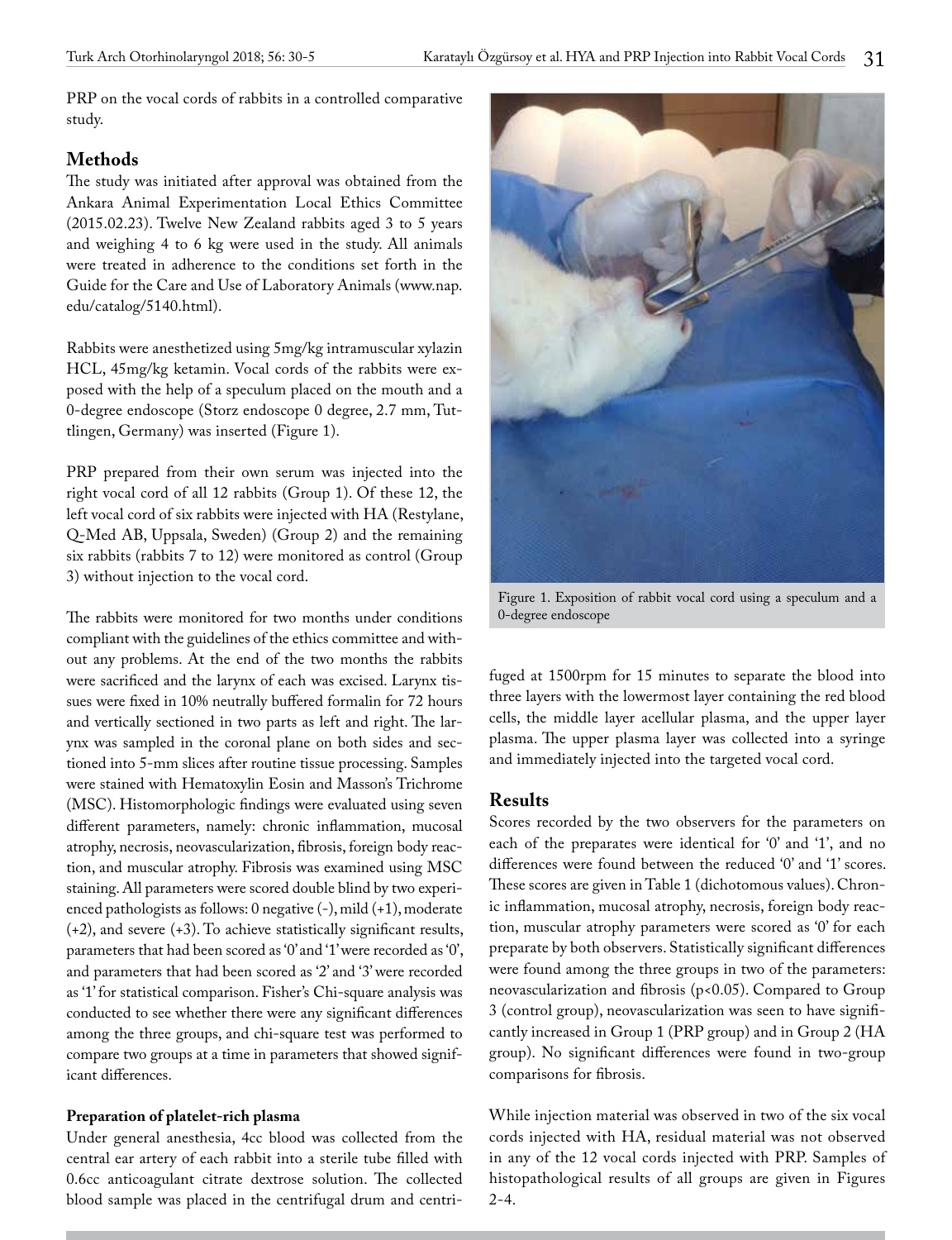PRP on the vocal cords of rabbits in a controlled comparative study.

## Methods

The study was initiated after approval was obtained from the Ankara Animal Experimentation Local Ethics Committee (2015.02.23). Twelve New Zealand rabbits aged 3 to 5 years and weighing 4 to 6 kg were used in the study. All animals were treated in adherence to the conditions set forth in the Guide for the Care and Use of Laboratory Animals (www.nap.edu/catalog/5140.html).

Rabbits were anesthetized using 5mg/kg intramuscular xylazin HCL, 45mg/kg ketamin. Vocal cords of the rabbits were exposed with the help of a speculum placed on the mouth and a 0-degree endoscope (Storz endoscope 0 degree, 2.7 mm, Tuttlingen, Germany) was inserted (Figure 1).

PRP prepared from their own serum was injected into the right vocal cord of all 12 rabbits (Group 1). Of these 12, the left vocal cord of six rabbits were injected with HA (Restylane, Q-Med AB, Uppsala, Sweden) (Group 2) and the remaining six rabbits (rabbits 7 to 12) were monitored as control (Group 3) without injection to the vocal cord.

The rabbits were monitored for two months under conditions compliant with the guidelines of the ethics committee and without any problems. At the end of the two months the rabbits were sacrificed and the larynx of each was excised. Larynx tissues were fixed in 10% neutrally buffered formalin for 72 hours and vertically sectioned in two parts as left and right. The larynx was sampled in the coronal plane on both sides and sectioned into 5-mm slices after routine tissue processing. Samples were stained with Hematoxylin Eosin and Masson's Trichrome (MSC). Histomorphologic findings were evaluated using seven different parameters, namely: chronic inflammation, mucosal atrophy, necrosis, neovascularization, fibrosis, foreign body reaction, and muscular atrophy. Fibrosis was examined using MSC staining. All parameters were scored double blind by two experienced pathologists as follows: 0 negative (-), mild (+1), moderate (+2), and severe (+3). To achieve statistically significant results, parameters that had been scored as '0' and '1' were recorded as '0', and parameters that had been scored as '2' and '3' were recorded as '1' for statistical comparison. Fisher's Chi-square analysis was conducted to see whether there were any significant differences among the three groups, and chi-square test was performed to compare two groups at a time in parameters that showed significant differences.

### Preparation of platelet-rich plasma

Under general anesthesia, 4cc blood was collected from the central ear artery of each rabbit into a sterile tube filled with 0.6cc anticoagulant citrate dextrose solution. The collected blood sample was placed in the centrifugal drum and centrifuged at 1500rpm for 15 minutes to separate the blood into three layers with the lowermost layer containing the red blood cells, the middle layer acellular plasma, and the upper layer plasma. The upper plasma layer was collected into a syringe and immediately injected into the targeted vocal cord.

Figure 1. Exposition of rabbit vocal cord using a speculum and a 0-degree endoscope

## Results

Scores recorded by the two observers for the parameters on each of the preparates were identical for '0' and '1', and no differences were found between the reduced '0' and '1' scores. These scores are given in Table 1 (dichotomous values). Chronic inflammation, mucosal atrophy, necrosis, foreign body reaction, muscular atrophy parameters were scored as '0' for each preparate by both observers. Statistically significant differences were found among the three groups in two of the parameters: neovascularization and fibrosis ($p<0.05$). Compared to Group 3 (control group), neovascularization was seen to have significantly increased in Group 1 (PRP group) and in Group 2 (HA group). No significant differences were found in two-group comparisons for fibrosis.

While injection material was observed in two of the six vocal cords injected with HA, residual material was not observed in any of the 12 vocal cords injected with PRP. Samples of histopathological results of all groups are given in Figures 2-4.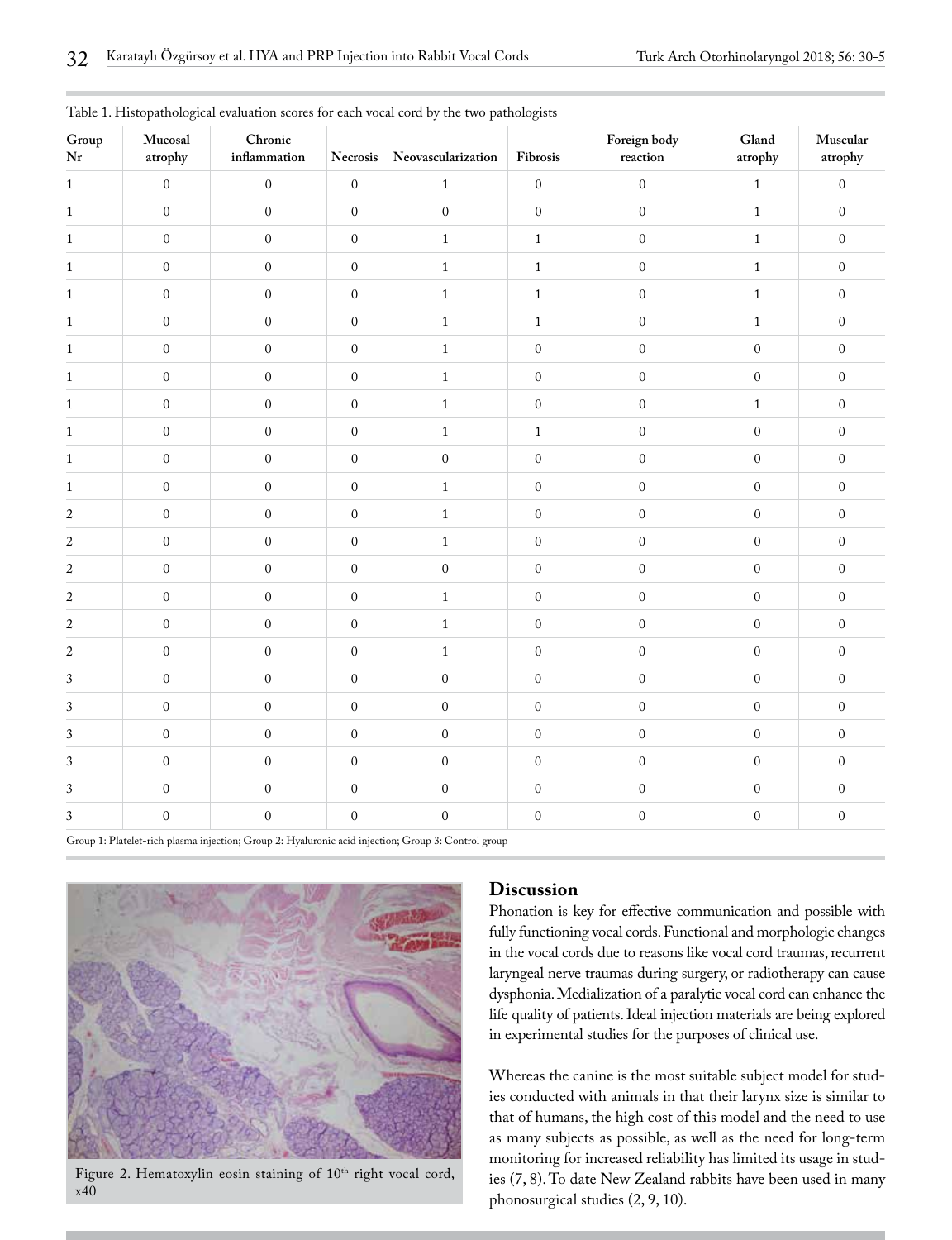Table 1. Histopathological evaluation scores for each vocal cord by the two pathologists

| Group Nr | Mucosal atrophy | Chronic inflammation | Necrosis | Neovascularization | Fibrosis | Foreign body reaction | Gland atrophy | Muscular atrophy |
|---|---|---|---|---|---|---|---|---|
| 1 | 0 | 0 | 0 | 1 | 0 | 0 | 1 | 0 |
| 1 | 0 | 0 | 0 | 0 | 0 | 0 | 1 | 0 |
| 1 | 0 | 0 | 0 | 1 | 1 | 0 | 1 | 0 |
| 1 | 0 | 0 | 0 | 1 | 1 | 0 | 1 | 0 |
| 1 | 0 | 0 | 0 | 1 | 1 | 0 | 1 | 0 |
| 1 | 0 | 0 | 0 | 1 | 1 | 0 | 1 | 0 |
| 1 | 0 | 0 | 0 | 1 | 0 | 0 | 0 | 0 |
| 1 | 0 | 0 | 0 | 1 | 0 | 0 | 0 | 0 |
| 1 | 0 | 0 | 0 | 1 | 0 | 0 | 1 | 0 |
| 1 | 0 | 0 | 0 | 1 | 1 | 0 | 0 | 0 |
| 1 | 0 | 0 | 0 | 0 | 0 | 0 | 0 | 0 |
| 1 | 0 | 0 | 0 | 1 | 0 | 0 | 0 | 0 |
| 2 | 0 | 0 | 0 | 1 | 0 | 0 | 0 | 0 |
| 2 | 0 | 0 | 0 | 1 | 0 | 0 | 0 | 0 |
| 2 | 0 | 0 | 0 | 0 | 0 | 0 | 0 | 0 |
| 2 | 0 | 0 | 0 | 1 | 0 | 0 | 0 | 0 |
| 2 | 0 | 0 | 0 | 1 | 0 | 0 | 0 | 0 |
| 2 | 0 | 0 | 0 | 1 | 0 | 0 | 0 | 0 |
| 3 | 0 | 0 | 0 | 0 | 0 | 0 | 0 | 0 |
| 3 | 0 | 0 | 0 | 0 | 0 | 0 | 0 | 0 |
| 3 | 0 | 0 | 0 | 0 | 0 | 0 | 0 | 0 |
| 3 | 0 | 0 | 0 | 0 | 0 | 0 | 0 | 0 |
| 3 | 0 | 0 | 0 | 0 | 0 | 0 | 0 | 0 |
| 3 | 0 | 0 | 0 | 0 | 0 | 0 | 0 | 0 |

Group 1: Platelet-rich plasma injection; Group 2: Hyaluronic acid injection; Group 3: Control group

Figure 2. Hematoxylin eosin staining of 10th right vocal cord, x40

## Discussion

Phonation is key for effective communication and possible with fully functioning vocal cords. Functional and morphologic changes in the vocal cords due to reasons like vocal cord traumas, recurrent laryngeal nerve traumas during surgery, or radiotherapy can cause dysphonia. Medialization of a paralytic vocal cord can enhance the life quality of patients. Ideal injection materials are being explored in experimental studies for the purposes of clinical use.

Whereas the canine is the most suitable subject model for studies conducted with animals in that their larynx size is similar to that of humans, the high cost of this model and the need to use as many subjects as possible, as well as the need for long-term monitoring for increased reliability has limited its usage in studies (7, 8). To date New Zealand rabbits have been used in many phonosurgical studies (2, 9, 10).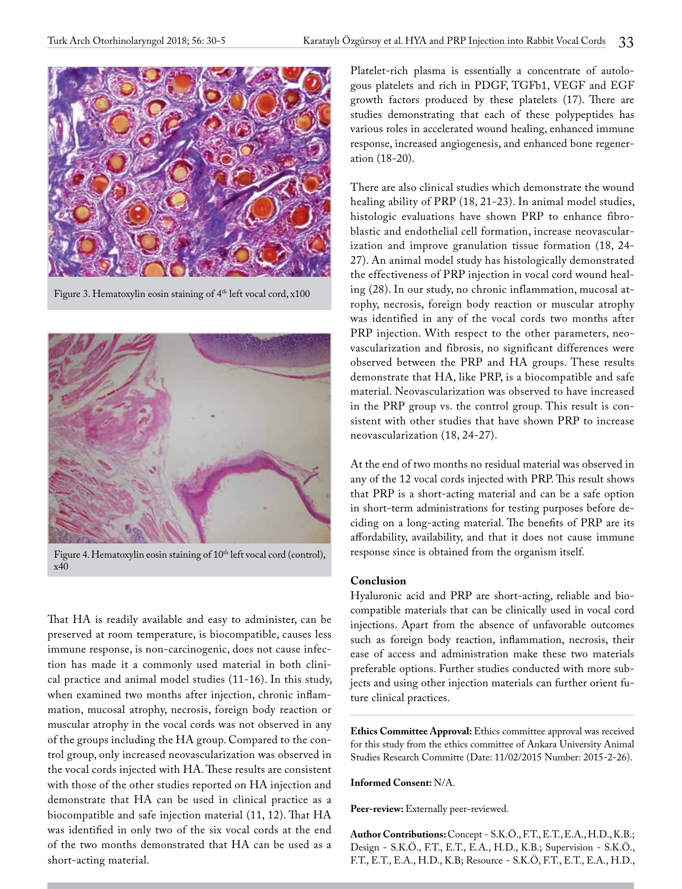Figure 3. Hematoxylin eosin staining of 4th left vocal cord, x100

Figure 4. Hematoxylin eosin staining of 10th left vocal cord (control), x40

That HA is readily available and easy to administer, can be preserved at room temperature, is biocompatible, causes less immune response, is non-carcinogenic, does not cause infection has made it a commonly used material in both clinical practice and animal model studies (11-16). In this study, when examined two months after injection, chronic inflammation, mucosal atrophy, necrosis, foreign body reaction or muscular atrophy in the vocal cords was not observed in any of the groups including the HA group. Compared to the control group, only increased neovascularization was observed in the vocal cords injected with HA. These results are consistent with those of the other studies reported on HA injection and demonstrate that HA can be used in clinical practice as a biocompatible and safe injection material (11, 12). That HA was identified in only two of the six vocal cords at the end of the two months demonstrated that HA can be used as a short-acting material.

Platelet-rich plasma is essentially a concentrate of autologous platelets and rich in PDGF, TGFb1, VEGF and EGF growth factors produced by these platelets (17). There are studies demonstrating that each of these polypeptides has various roles in accelerated wound healing, enhanced immune response, increased angiogenesis, and enhanced bone regeneration (18-20).

There are also clinical studies which demonstrate the wound healing ability of PRP (18, 21-23). In animal model studies, histologic evaluations have shown PRP to enhance fibroblastic and endothelial cell formation, increase neovascularization and improve granulation tissue formation (18, 24-27). An animal model study has histologically demonstrated the effectiveness of PRP injection in vocal cord wound healing (28). In our study, no chronic inflammation, mucosal atrophy, necrosis, foreign body reaction or muscular atrophy was identified in any of the vocal cords two months after PRP injection. With respect to the other parameters, neovascularization and fibrosis, no significant differences were observed between the PRP and HA groups. These results demonstrate that HA, like PRP, is a biocompatible and safe material. Neovascularization was observed to have increased in the PRP group vs. the control group. This result is consistent with other studies that have shown PRP to increase neovascularization (18, 24-27).

At the end of two months no residual material was observed in any of the 12 vocal cords injected with PRP. This result shows that PRP is a short-acting material and can be a safe option in short-term administrations for testing purposes before deciding on a long-acting material. The benefits of PRP are its affordability, availability, and that it does not cause immune response since is obtained from the organism itself.

## Conclusion

Hyaluronic acid and PRP are short-acting, reliable and biocompatible materials that can be clinically used in vocal cord injections. Apart from the absence of unfavorable outcomes such as foreign body reaction, inflammation, necrosis, their ease of access and administration make these two materials preferable options. Further studies conducted with more subjects and using other injection materials can further orient future clinical practices.

**Ethics Committee Approval:** Ethics committee approval was received for this study from the ethics committee of Ankara University Animal Studies Research Committe (Date: 11/02/2015 Number: 2015-2-26).

**Informed Consent:** N/A.

**Peer-review:** Externally peer-reviewed.

**Author Contributions:** Concept - S.K.Ö., F.T., E.T., E.A., H.D., K.B.; Design - S.K.Ö., F.T., E.T., E.A., H.D., K.B.; Supervision - S.K.Ö., F.T., E.T., E.A., H.D., K.B; Resource - S.K.Ö, F.T., E.T., E.A., H.D.,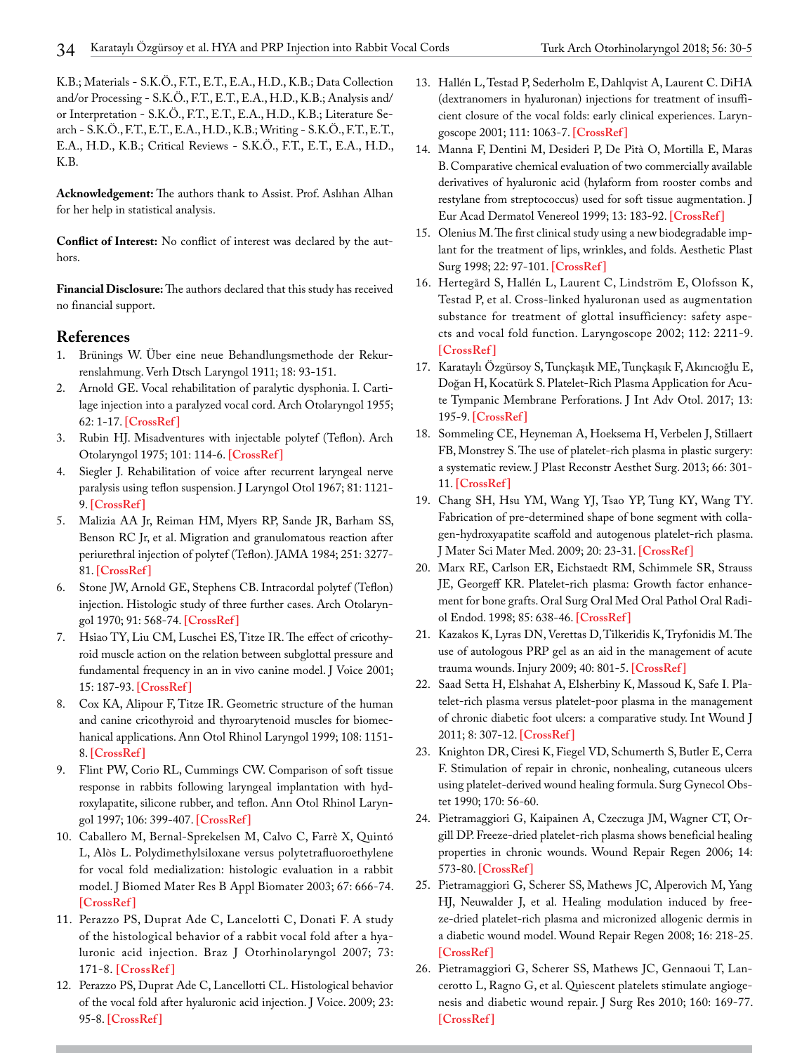K.B.; Materials - S.K.Ö., F.T., E.T., E.A., H.D., K.B.; Data Collection and/or Processing - S.K.Ö., F.T., E.T., E.A., H.D., K.B.; Analysis and/or Interpretation - S.K.Ö., F.T., E.T., E.A., H.D., K.B.; Literature Search - S.K.Ö., F.T., E.T., E.A., H.D., K.B.; Writing - S.K.Ö., F.T., E.T., E.A., H.D., K.B.; Critical Reviews - S.K.Ö., F.T., E.T., E.A., H.D., K.B.

**Acknowledgement:** The authors thank to Assist. Prof. Aslıhan Alhan for her help in statistical analysis.

**Conflict of Interest:** No conflict of interest was declared by the authors.

**Financial Disclosure:** The authors declared that this study has received no financial support.

## References

1. Brünings W. Über eine neue Behandlungsmethode der Rekurrenslahmung. Verh Dtsch Laryngol 1911; 18: 93-151.
2. Arnold GE. Vocal rehabilitation of paralytic dysphonia. I. Cartilage injection into a paralyzed vocal cord. Arch Otolaryngol 1955; 62: 1-17. [CrossRef]
3. Rubin HJ. Misadventures with injectable polytef (Teflon). Arch Otolaryngol 1975; 101: 114-6. [CrossRef]
4. Siegler J. Rehabilitation of voice after recurrent laryngeal nerve paralysis using teflon suspension. J Laryngol Otol 1967; 81: 1121-9. [CrossRef]
5. Malizia AA Jr, Reiman HM, Myers RP, Sande JR, Barham SS, Benson RC Jr, et al. Migration and granulomatous reaction after periurethral injection of polytef (Teflon). JAMA 1984; 251: 3277-81. [CrossRef]
6. Stone JW, Arnold GE, Stephens CB. Intracordal polytef (Teflon) injection. Histologic study of three further cases. Arch Otolaryngol 1970; 91: 568-74. [CrossRef]
7. Hsiao TY, Liu CM, Luschei ES, Titze IR. The effect of cricothyroid muscle action on the relation between subglottal pressure and fundamental frequency in an in vivo canine model. J Voice 2001; 15: 187-93. [CrossRef]
8. Cox KA, Alipour F, Titze IR. Geometric structure of the human and canine cricothyroid and thyroarytenoid muscles for biomechanical applications. Ann Otol Rhinol Laryngol 1999; 108: 1151-8. [CrossRef]
9. Flint PW, Corio RL, Cummings CW. Comparison of soft tissue response in rabbits following laryngeal implantation with hydroxylapatite, silicone rubber, and teflon. Ann Otol Rhinol Laryngol 1997; 106: 399-407. [CrossRef]
10. Caballero M, Bernal-Sprekelsen M, Calvo C, Farrè X, Quintó L, Alòs L. Polydimethylsiloxane versus polytetrafluoroethylene for vocal fold medialization: histologic evaluation in a rabbit model. J Biomed Mater Res B Appl Biomater 2003; 67: 666-74. [CrossRef]
11. Perazzo PS, Duprat Ade C, Lancelotti C, Donati F. A study of the histological behavior of a rabbit vocal fold after a hyaluronic acid injection. Braz J Otorhinolaryngol 2007; 73: 171-8. [CrossRef]
12. Perazzo PS, Duprat Ade C, Lancellotti CL. Histological behavior of the vocal fold after hyaluronic acid injection. J Voice. 2009; 23: 95-8. [CrossRef]
13. Hallén L, Testad P, Sederholm E, Dahlqvist A, Laurent C. DiHA (dextranomers in hyaluronan) injections for treatment of insufficient closure of the vocal folds: early clinical experiences. Laryngoscope 2001; 111: 1063-7. [CrossRef]
14. Manna F, Dentini M, Desideri P, De Pità O, Mortilla E, Maras B. Comparative chemical evaluation of two commercially available derivatives of hyaluronic acid (hylaform from rooster combs and restylane from streptococcus) used for soft tissue augmentation. J Eur Acad Dermatol Venereol 1999; 13: 183-92. [CrossRef]
15. Olenius M. The first clinical study using a new biodegradable implant for the treatment of lips, wrinkles, and folds. Aesthetic Plast Surg 1998; 22: 97-101. [CrossRef]
16. Hertegård S, Hallén L, Laurent C, Lindström E, Olofsson K, Testad P, et al. Cross-linked hyaluronan used as augmentation substance for treatment of glottal insufficiency: safety aspects and vocal fold function. Laryngoscope 2002; 112: 2211-9. [CrossRef]
17. Karataylı Özgürsoy S, Tunçkaşık ME, Tunçkaşık F, Akıncıoğlu E, Doğan H, Kocatürk S. Platelet-Rich Plasma Application for Acute Tympanic Membrane Perforations. J Int Adv Otol. 2017; 13: 195-9. [CrossRef]
18. Sommeling CE, Heyneman A, Hoeksema H, Verbelen J, Stillaert FB, Monstrey S. The use of platelet-rich plasma in plastic surgery: a systematic review. J Plast Reconstr Aesthet Surg. 2013; 66: 301-11. [CrossRef]
19. Chang SH, Hsu YM, Wang YJ, Tsao YP, Tung KY, Wang TY. Fabrication of pre-determined shape of bone segment with collagen-hydroxyapatite scaffold and autogenous platelet-rich plasma. J Mater Sci Mater Med. 2009; 20: 23-31. [CrossRef]
20. Marx RE, Carlson ER, Eichstaedt RM, Schimmele SR, Strauss JE, Georgeff KR. Platelet-rich plasma: Growth factor enhancement for bone grafts. Oral Surg Oral Med Oral Pathol Oral Radiol Endod. 1998; 85: 638-46. [CrossRef]
21. Kazakos K, Lyras DN, Verettas D, Tilkeridis K, Tryfonidis M. The use of autologous PRP gel as an aid in the management of acute trauma wounds. Injury 2009; 40: 801-5. [CrossRef]
22. Saad Setta H, Elshahat A, Elsherbiny K, Massoud K, Safe I. Platelet-rich plasma versus platelet-poor plasma in the management of chronic diabetic foot ulcers: a comparative study. Int Wound J 2011; 8: 307-12. [CrossRef]
23. Knighton DR, Ciresi K, Fiegel VD, Schumerth S, Butler E, Cerra F. Stimulation of repair in chronic, nonhealing, cutaneous ulcers using platelet-derived wound healing formula. Surg Gynecol Obstet 1990; 170: 56-60.
24. Pietramaggiori G, Kaipainen A, Czeczuga JM, Wagner CT, Orgill DP. Freeze-dried platelet-rich plasma shows beneficial healing properties in chronic wounds. Wound Repair Regen 2006; 14: 573-80. [CrossRef]
25. Pietramaggiori G, Scherer SS, Mathews JC, Alperovich M, Yang HJ, Neuwalder J, et al. Healing modulation induced by freeze-dried platelet-rich plasma and micronized allogenic dermis in a diabetic wound model. Wound Repair Regen 2008; 16: 218-25. [CrossRef]
26. Pietramaggiori G, Scherer SS, Mathews JC, Gennaoui T, Lancerotto L, Ragno G, et al. Quiescent platelets stimulate angiogenesis and diabetic wound repair. J Surg Res 2010; 160: 169-77. [CrossRef]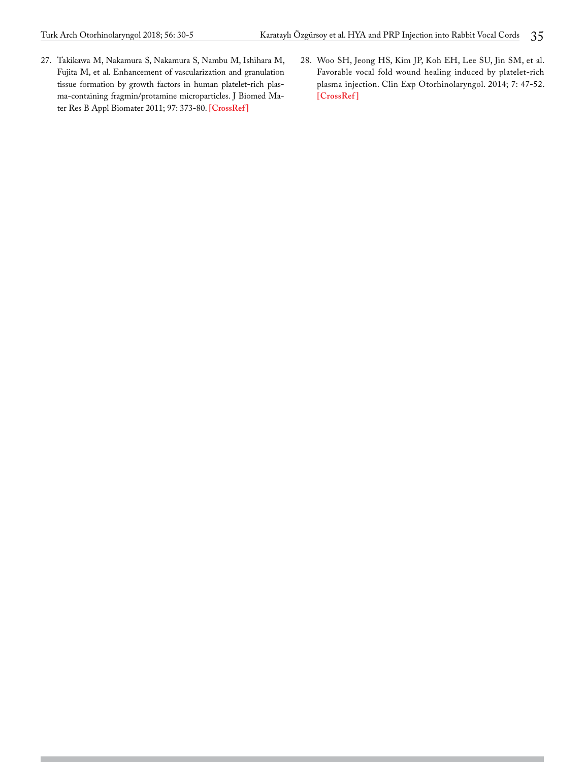27. Takikawa M, Nakamura S, Nakamura S, Nambu M, Ishihara M, Fujita M, et al. Enhancement of vascularization and granulation tissue formation by growth factors in human platelet-rich plasma-containing fragmin/protamine microparticles. J Biomed Mater Res B Appl Biomater 2011; 97: 373-80. [CrossRef]

28. Woo SH, Jeong HS, Kim JP, Koh EH, Lee SU, Jin SM, et al. Favorable vocal fold wound healing induced by platelet-rich plasma injection. Clin Exp Otorhinolaryngol. 2014; 7: 47-52. [CrossRef]